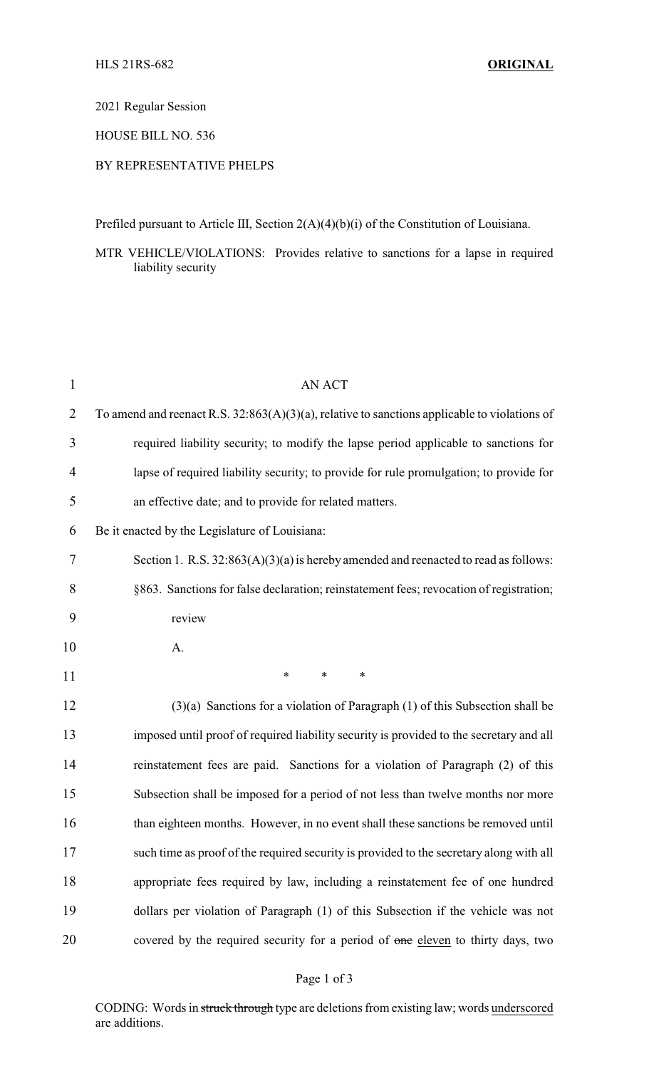HLS 21RS-682 **ORIGINAL**

2021 Regular Session

HOUSE BILL NO. 536

BY REPRESENTATIVE PHELPS

Prefiled pursuant to Article III, Section 2(A)(4)(b)(i) of the Constitution of Louisiana.

MTR VEHICLE/VIOLATIONS: Provides relative to sanctions for a lapse in required liability security

AN ACT

To amend and reenact R.S. 32:863(A)(3)(a), relative to sanctions applicable to violations of required liability security; to modify the lapse period applicable to sanctions for lapse of required liability security; to provide for rule promulgation; to provide for an effective date; and to provide for related matters.

Be it enacted by the Legislature of Louisiana:

Section 1. R.S. 32:863(A)(3)(a) is hereby amended and reenacted to read as follows:

§863. Sanctions for false declaration; reinstatement fees; revocation of registration; review

A.

\* \* \*

(3)(a) Sanctions for a violation of Paragraph (1) of this Subsection shall be imposed until proof of required liability security is provided to the secretary and all reinstatement fees are paid. Sanctions for a violation of Paragraph (2) of this Subsection shall be imposed for a period of not less than twelve months nor more than eighteen months. However, in no event shall these sanctions be removed until such time as proof of the required security is provided to the secretary along with all appropriate fees required by law, including a reinstatement fee of one hundred dollars per violation of Paragraph (1) of this Subsection if the vehicle was not covered by the required security for a period of ~~one~~ <u>eleven</u> to thirty days, two

CODING: Words in ~~struck through~~ type are deletions from existing law; words <u>underscored</u> are additions.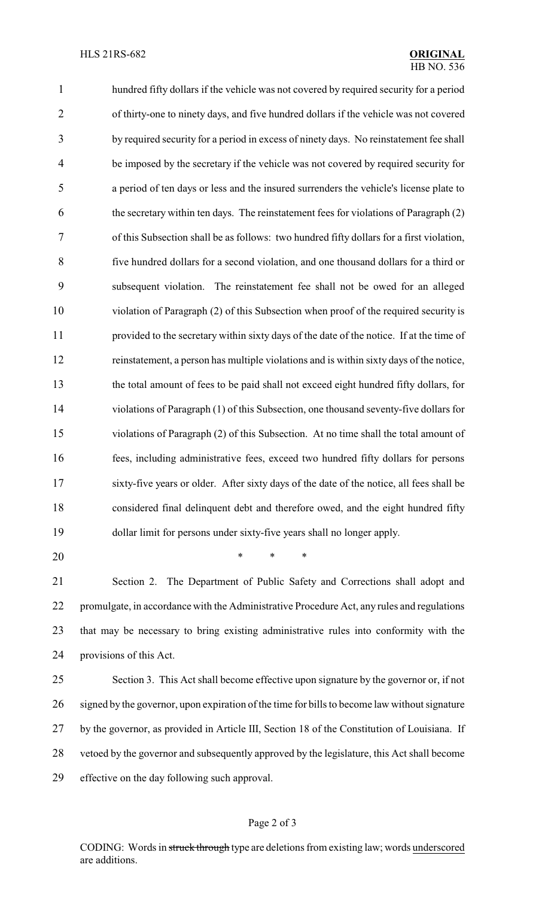hundred fifty dollars if the vehicle was not covered by required security for a period of thirty-one to ninety days, and five hundred dollars if the vehicle was not covered by required security for a period in excess of ninety days. No reinstatement fee shall be imposed by the secretary if the vehicle was not covered by required security for a period of ten days or less and the insured surrenders the vehicle's license plate to the secretary within ten days. The reinstatement fees for violations of Paragraph (2) of this Subsection shall be as follows: two hundred fifty dollars for a first violation, five hundred dollars for a second violation, and one thousand dollars for a third or subsequent violation. The reinstatement fee shall not be owed for an alleged violation of Paragraph (2) of this Subsection when proof of the required security is provided to the secretary within sixty days of the date of the notice. If at the time of reinstatement, a person has multiple violations and is within sixty days of the notice, the total amount of fees to be paid shall not exceed eight hundred fifty dollars, for violations of Paragraph (1) of this Subsection, one thousand seventy-five dollars for violations of Paragraph (2) of this Subsection. At no time shall the total amount of fees, including administrative fees, exceed two hundred fifty dollars for persons sixty-five years or older. After sixty days of the date of the notice, all fees shall be considered final delinquent debt and therefore owed, and the eight hundred fifty dollar limit for persons under sixty-five years shall no longer apply.

\* \* \*

Section 2. The Department of Public Safety and Corrections shall adopt and promulgate, in accordance with the Administrative Procedure Act, any rules and regulations that may be necessary to bring existing administrative rules into conformity with the provisions of this Act.

Section 3. This Act shall become effective upon signature by the governor or, if not signed by the governor, upon expiration of the time for bills to become law without signature by the governor, as provided in Article III, Section 18 of the Constitution of Louisiana. If vetoed by the governor and subsequently approved by the legislature, this Act shall become effective on the day following such approval.

CODING: Words in ~~struck through~~ type are deletions from existing law; words underscored are additions.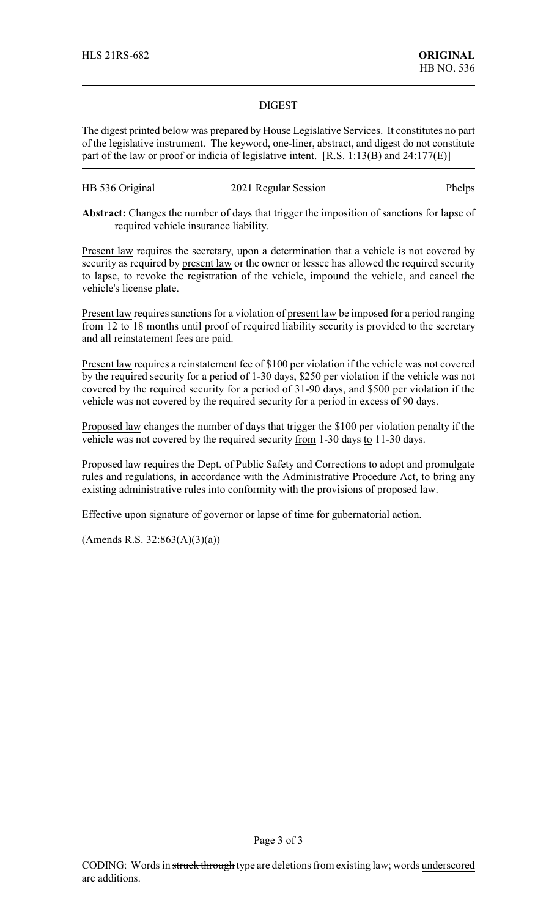HLS 21RS-682 **ORIGINAL**
HB NO. 536

# DIGEST

The digest printed below was prepared by House Legislative Services. It constitutes no part of the legislative instrument. The keyword, one-liner, abstract, and digest do not constitute part of the law or proof or indicia of legislative intent. [R.S. 1:13(B) and 24:177(E)]

HB 536 Original 2021 Regular Session Phelps

**Abstract:** Changes the number of days that trigger the imposition of sanctions for lapse of required vehicle insurance liability.

Present law requires the secretary, upon a determination that a vehicle is not covered by security as required by present law or the owner or lessee has allowed the required security to lapse, to revoke the registration of the vehicle, impound the vehicle, and cancel the vehicle's license plate.

Present law requires sanctions for a violation of present law be imposed for a period ranging from 12 to 18 months until proof of required liability security is provided to the secretary and all reinstatement fees are paid.

Present law requires a reinstatement fee of $100 per violation if the vehicle was not covered by the required security for a period of 1-30 days, $250 per violation if the vehicle was not covered by the required security for a period of 31-90 days, and $500 per violation if the vehicle was not covered by the required security for a period in excess of 90 days.

Proposed law changes the number of days that trigger the $100 per violation penalty if the vehicle was not covered by the required security from 1-30 days to 11-30 days.

Proposed law requires the Dept. of Public Safety and Corrections to adopt and promulgate rules and regulations, in accordance with the Administrative Procedure Act, to bring any existing administrative rules into conformity with the provisions of proposed law.

Effective upon signature of governor or lapse of time for gubernatorial action.

(Amends R.S. 32:863(A)(3)(a))

CODING: Words in struck through type are deletions from existing law; words underscored are additions.